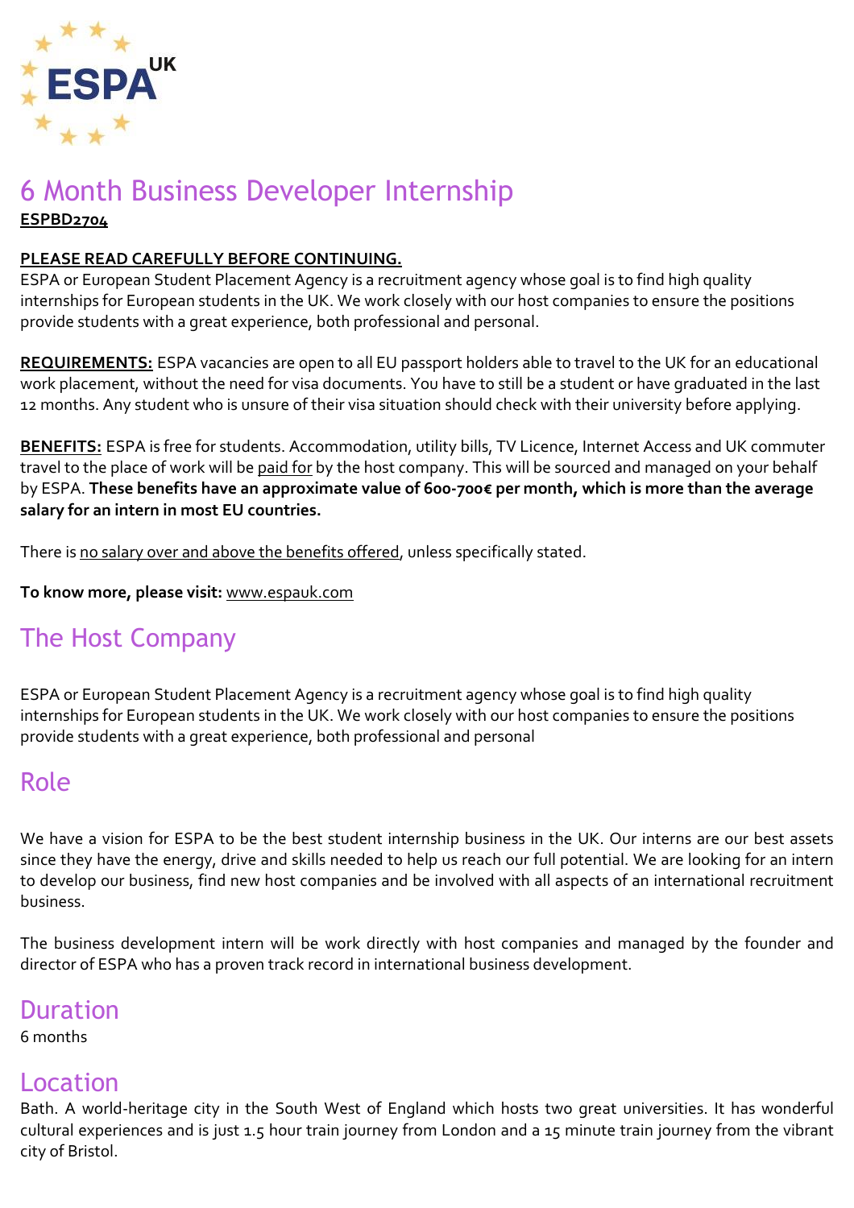ESPA UK

# 6 Month Business Developer Internship

**ESPBD2704**

**PLEASE READ CAREFULLY BEFORE CONTINUING.**

ESPA or European Student Placement Agency is a recruitment agency whose goal is to find high quality internships for European students in the UK. We work closely with our host companies to ensure the positions provide students with a great experience, both professional and personal.

**REQUIREMENTS:** ESPA vacancies are open to all EU passport holders able to travel to the UK for an educational work placement, without the need for visa documents. You have to still be a student or have graduated in the last 12 months. Any student who is unsure of their visa situation should check with their university before applying.

**BENEFITS:** ESPA is free for students. Accommodation, utility bills, TV Licence, Internet Access and UK commuter travel to the place of work will be paid for by the host company. This will be sourced and managed on your behalf by ESPA. **These benefits have an approximate value of 600-700€ per month, which is more than the average salary for an intern in most EU countries.**

There is no salary over and above the benefits offered, unless specifically stated.

**To know more, please visit:** www.espauk.com

## The Host Company

ESPA or European Student Placement Agency is a recruitment agency whose goal is to find high quality internships for European students in the UK. We work closely with our host companies to ensure the positions provide students with a great experience, both professional and personal

## Role

We have a vision for ESPA to be the best student internship business in the UK. Our interns are our best assets since they have the energy, drive and skills needed to help us reach our full potential. We are looking for an intern to develop our business, find new host companies and be involved with all aspects of an international recruitment business.

The business development intern will be work directly with host companies and managed by the founder and director of ESPA who has a proven track record in international business development.

## Duration

6 months

## Location

Bath. A world-heritage city in the South West of England which hosts two great universities. It has wonderful cultural experiences and is just 1.5 hour train journey from London and a 15 minute train journey from the vibrant city of Bristol.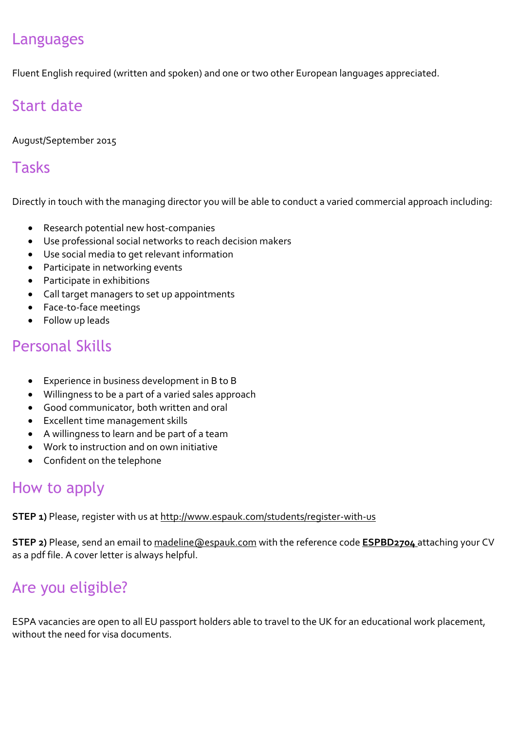## Languages

Fluent English required (written and spoken) and one or two other European languages appreciated.

## Start date

August/September 2015

## Tasks

Directly in touch with the managing director you will be able to conduct a varied commercial approach including:

- Research potential new host-companies
- Use professional social networks to reach decision makers
- Use social media to get relevant information
- Participate in networking events
- Participate in exhibitions
- Call target managers to set up appointments
- Face-to-face meetings
- Follow up leads

## Personal Skills

- Experience in business development in B to B
- Willingness to be a part of a varied sales approach
- Good communicator, both written and oral
- Excellent time management skills
- A willingness to learn and be part of a team
- Work to instruction and on own initiative
- Confident on the telephone

## How to apply

**STEP 1)** Please, register with us at http://www.espauk.com/students/register-with-us

**STEP 2)** Please, send an email to madeline@espauk.com with the reference code **ESPBD2704** attaching your CV as a pdf file. A cover letter is always helpful.

## Are you eligible?

ESPA vacancies are open to all EU passport holders able to travel to the UK for an educational work placement, without the need for visa documents.